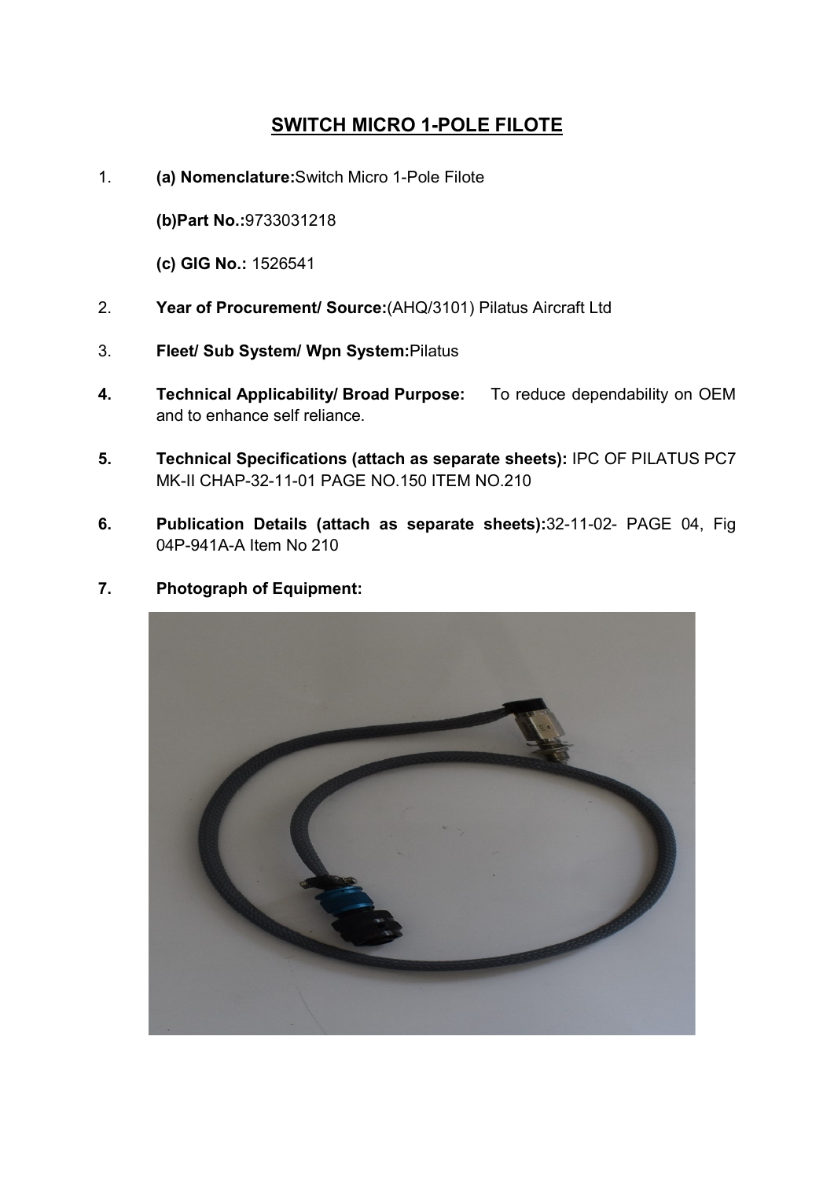# SWITCH MICRO 1-POLE FILOTE

1. **(a) Nomenclature:**Switch Micro 1-Pole Filote

   **(b)Part No.:**9733031218

   **(c) GIG No.:** 1526541

2. **Year of Procurement/ Source:**(AHQ/3101) Pilatus Aircraft Ltd

3. **Fleet/ Sub System/ Wpn System:**Pilatus

4. **Technical Applicability/ Broad Purpose:** To reduce dependability on OEM and to enhance self reliance.

5. **Technical Specifications (attach as separate sheets):** IPC OF PILATUS PC7 MK-II CHAP-32-11-01 PAGE NO.150 ITEM NO.210

6. **Publication Details (attach as separate sheets):**32-11-02- PAGE 04, Fig 04P-941A-A Item No 210

7. **Photograph of Equipment:**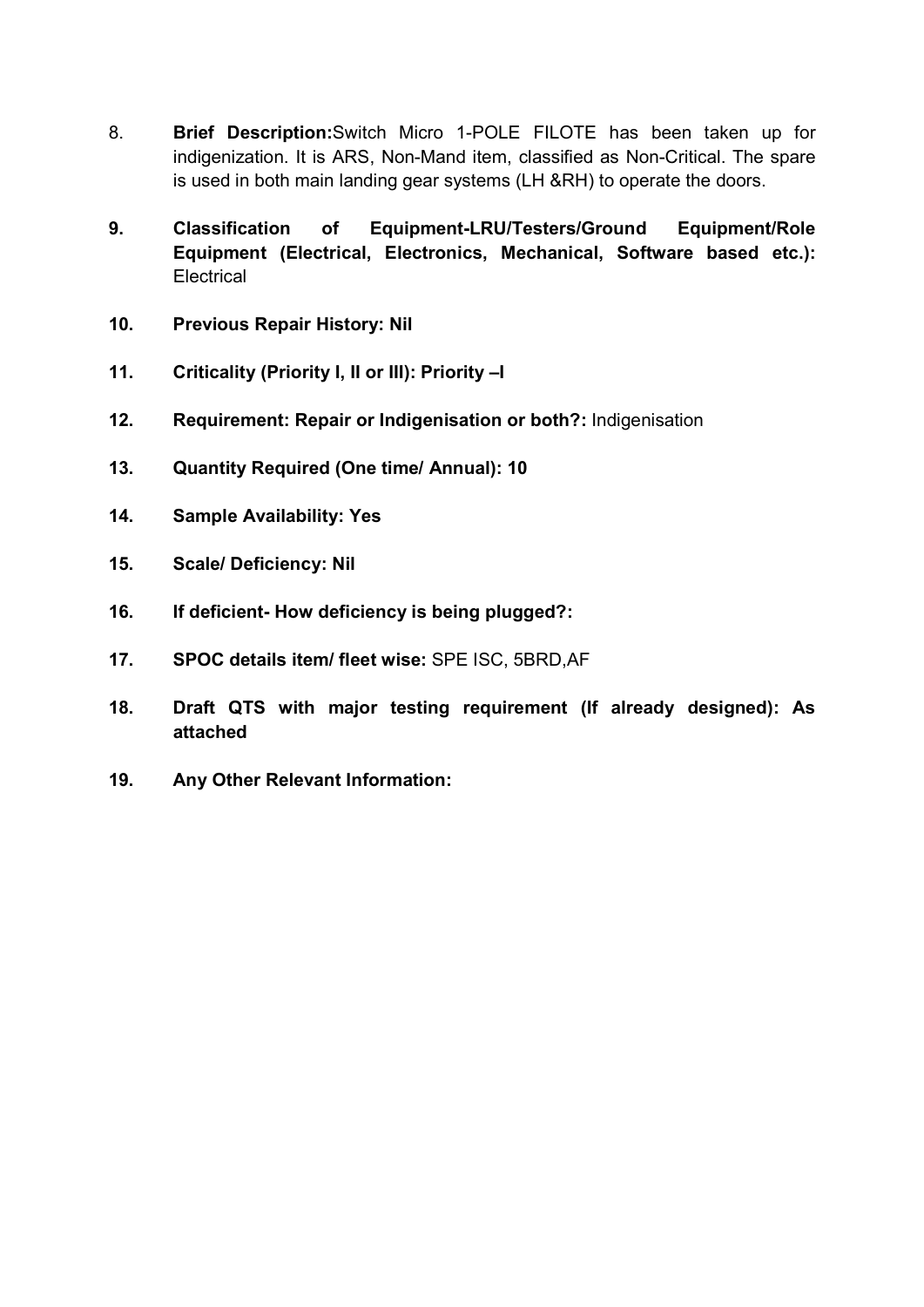8. **Brief Description:** Switch Micro 1-POLE FILOTE has been taken up for indigenization. It is ARS, Non-Mand item, classified as Non-Critical. The spare is used in both main landing gear systems (LH &RH) to operate the doors.

9. **Classification of Equipment-LRU/Testers/Ground Equipment/Role Equipment (Electrical, Electronics, Mechanical, Software based etc.):** Electrical

10. **Previous Repair History: Nil**

11. **Criticality (Priority I, II or III): Priority –I**

12. **Requirement: Repair or Indigenisation or both?:** Indigenisation

13. **Quantity Required (One time/ Annual): 10**

14. **Sample Availability: Yes**

15. **Scale/ Deficiency: Nil**

16. **If deficient- How deficiency is being plugged?:**

17. **SPOC details item/ fleet wise:** SPE ISC, 5BRD,AF

18. **Draft QTS with major testing requirement (If already designed): As attached**

19. **Any Other Relevant Information:**